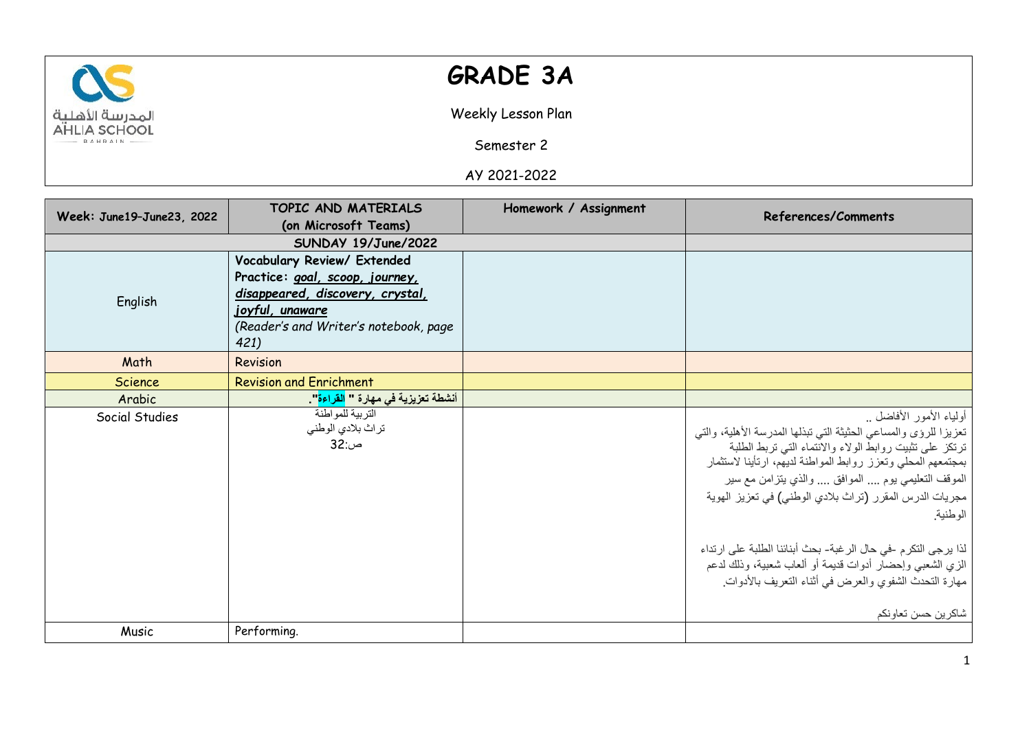# GRADE 3A

Weekly Lesson Plan

Semester 2

AY 2021-2022

| Week: June19–June23, 2022 | TOPIC AND MATERIALS (on Microsoft Teams) | Homework / Assignment | References/Comments |
|---|---|---|---|
| | **SUNDAY 19/June/2022** | | |
| English | **Vocabulary Review/ Extended Practice: *goal, scoop, journey, disappeared, discovery, crystal, joyful, unaware*** *(Reader's and Writer's notebook, page 421)* | | |
| Math | Revision | | |
| Science | Revision and Enrichment | | |
| Arabic | **أنشطة تعزيزية في مهارة " القراءة".** | | |
| Social Studies | التربية للمواطنة<br>تراث بلادي الوطني<br>ص:32 | | أولياء الأمور الأفاضل ..<br>تعزيزا للرؤى والمساعي الحثيثة التي تبذلها المدرسة الأهلية، والتي ترتكز على تثبيت روابط الولاء والانتماء التي تربط الطلبة بمجتمعهم المحلي وتعزز روابط المواطنة لديهم، ارتأينا لاستثمار الموقف التعليمي يوم .... الموافق .... والذي يتزامن مع سير مجريات الدرس المقرر (تراث بلادي الوطني) في تعزيز الهوية الوطنية.<br><br>لذا يرجى التكرم -في حال الرغبة- بحث أبنائنا الطلبة على ارتداء الزي الشعبي وإحضار أدوات قديمة أو ألعاب شعبية، وذلك لدعم مهارة التحدث الشفوي والعرض في أثناء التعريف بالأدوات.<br><br>شاكرين حسن تعاونكم |
| Music | Performing. | | |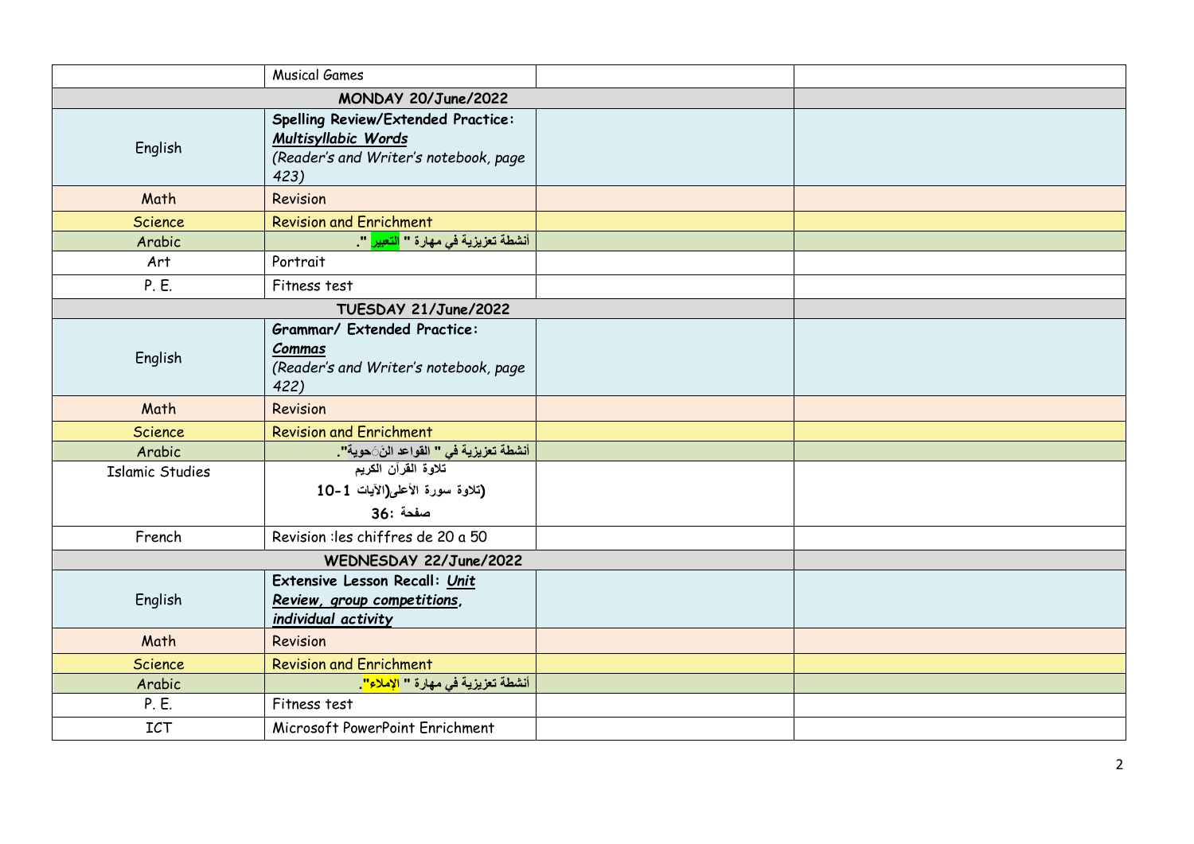| | | | |
|---|---|---|---|
| | Musical Games | | |
| **MONDAY 20/June/2022** | | | |
| English | **Spelling Review/Extended Practice:** ***Multisyllabic Words*** *(Reader's and Writer's notebook, page 423)* | | |
| Math | Revision | | |
| Science | Revision and Enrichment | | |
| Arabic | **أنشطة تعزيزية في مهارة " التعبير ".** | | |
| Art | Portrait | | |
| P. E. | Fitness test | | |
| **TUESDAY 21/June/2022** | | | |
| English | **Grammar/ Extended Practice:** ***Commas*** *(Reader's and Writer's notebook, page 422)* | | |
| Math | Revision | | |
| Science | Revision and Enrichment | | |
| Arabic | **أنشطة تعزيزية في " القواعد النحوية".** | | |
| Islamic Studies | تلاوة القرآن الكريم (تلاوة سورة الأعلى(الآيات 1-10 صفحة :36 | | |
| French | Revision :les chiffres de 20 a 50 | | |
| **WEDNESDAY 22/June/2022** | | | |
| English | **Extensive Lesson Recall:** ***Unit Review, group competitions, individual activity*** | | |
| Math | Revision | | |
| Science | Revision and Enrichment | | |
| Arabic | **أنشطة تعزيزية في مهارة " الإملاء".** | | |
| P. E. | Fitness test | | |
| ICT | Microsoft PowerPoint Enrichment | | |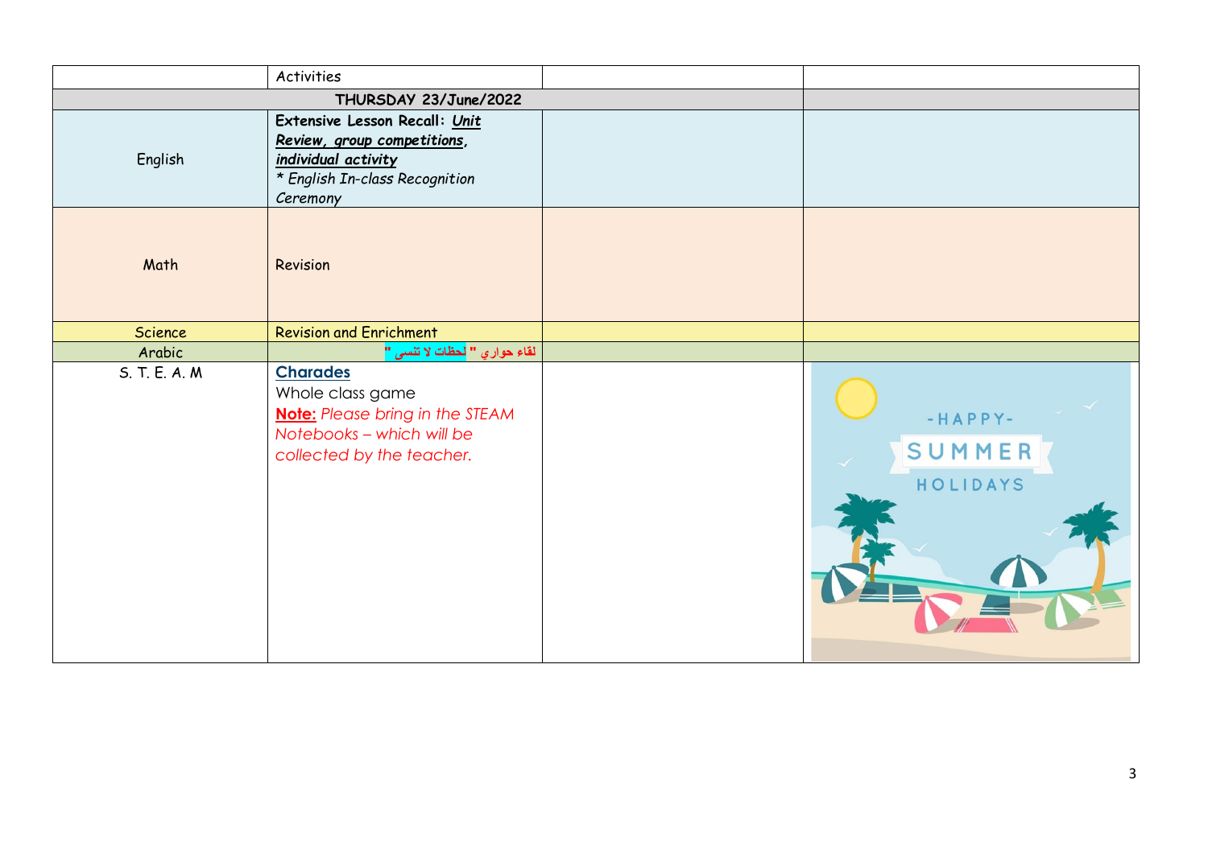|  | Activities |  |  |
|---|---|---|---|
| THURSDAY 23/June/2022 |  |  |  |
| English | **Extensive Lesson Recall: *Unit Review, group competitions, individual activity*** <br> *\* English In-class Recognition Ceremony* |  |  |
| Math | Revision |  |  |
| Science | Revision and Enrichment |  |  |
| Arabic | **لقاء حواري " لحظات لا تنسى "** |  |  |
| S. T. E. A. M | **Charades** <br> Whole class game <br> **Note:** *Please bring in the STEAM Notebooks – which will be collected by the teacher.* |  | -HAPPY- SUMMER HOLIDAYS |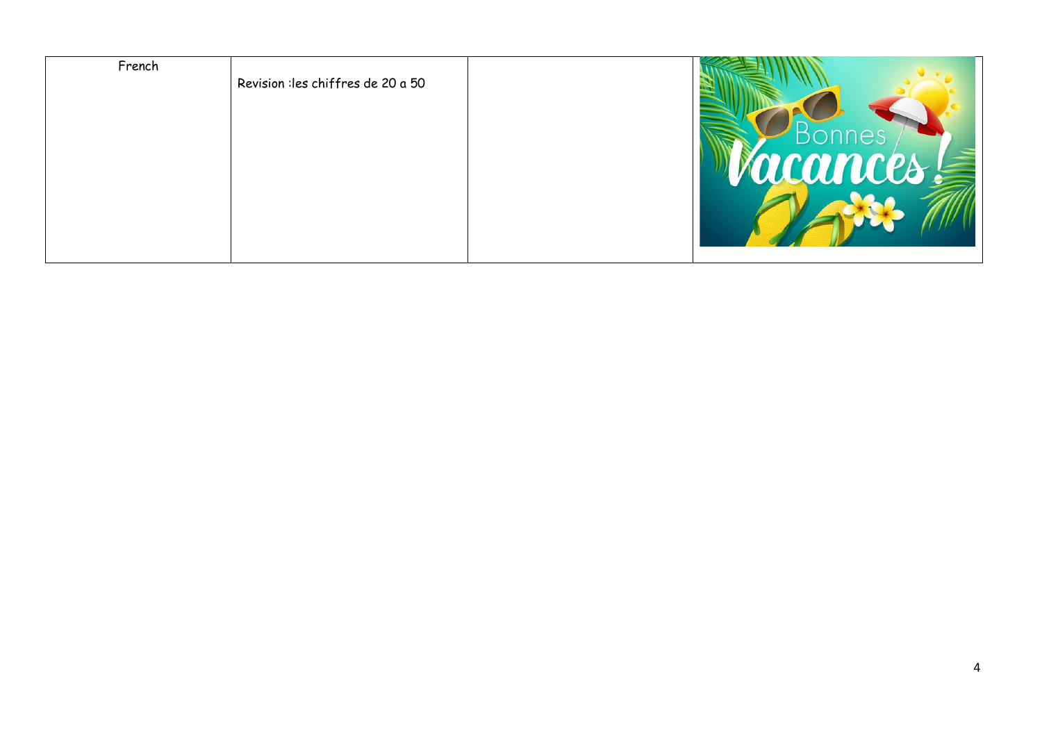| | | | |
|---|---|---|---|
| French | Revision :les chiffres de 20 a 50 | | |